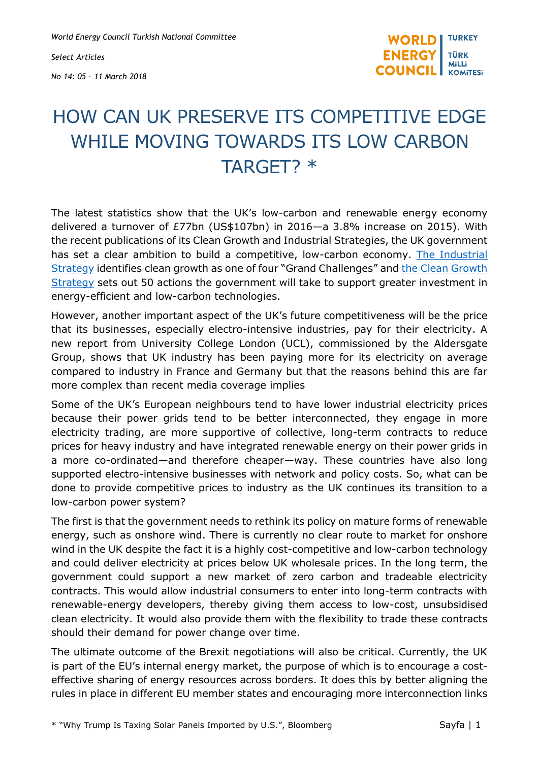*World Energy Council Turkish National Committee*

*Select Articles*

*No 14: 05 - 11 March 2018*

# HOW CAN UK PRESERVE ITS COMPETITIVE EDGE WHILE MOVING TOWARDS ITS LOW CARBON TARGET? *

The latest statistics show that the UK's low-carbon and renewable energy economy delivered a turnover of £77bn (US$107bn) in 2016—a 3.8% increase on 2015). With the recent publications of its Clean Growth and Industrial Strategies, the UK government has set a clear ambition to build a competitive, low-carbon economy. [The Industrial Strategy] identifies clean growth as one of four "Grand Challenges" and [the Clean Growth Strategy] sets out 50 actions the government will take to support greater investment in energy-efficient and low-carbon technologies.

However, another important aspect of the UK's future competitiveness will be the price that its businesses, especially electro-intensive industries, pay for their electricity. A new report from University College London (UCL), commissioned by the Aldersgate Group, shows that UK industry has been paying more for its electricity on average compared to industry in France and Germany but that the reasons behind this are far more complex than recent media coverage implies

Some of the UK's European neighbours tend to have lower industrial electricity prices because their power grids tend to be better interconnected, they engage in more electricity trading, are more supportive of collective, long-term contracts to reduce prices for heavy industry and have integrated renewable energy on their power grids in a more co-ordinated—and therefore cheaper—way. These countries have also long supported electro-intensive businesses with network and policy costs. So, what can be done to provide competitive prices to industry as the UK continues its transition to a low-carbon power system?

The first is that the government needs to rethink its policy on mature forms of renewable energy, such as onshore wind. There is currently no clear route to market for onshore wind in the UK despite the fact it is a highly cost-competitive and low-carbon technology and could deliver electricity at prices below UK wholesale prices. In the long term, the government could support a new market of zero carbon and tradeable electricity contracts. This would allow industrial consumers to enter into long-term contracts with renewable-energy developers, thereby giving them access to low-cost, unsubsidised clean electricity. It would also provide them with the flexibility to trade these contracts should their demand for power change over time.

The ultimate outcome of the Brexit negotiations will also be critical. Currently, the UK is part of the EU's internal energy market, the purpose of which is to encourage a cost-effective sharing of energy resources across borders. It does this by better aligning the rules in place in different EU member states and encouraging more interconnection links

\* "Why Trump Is Taxing Solar Panels Imported by U.S.", Bloomberg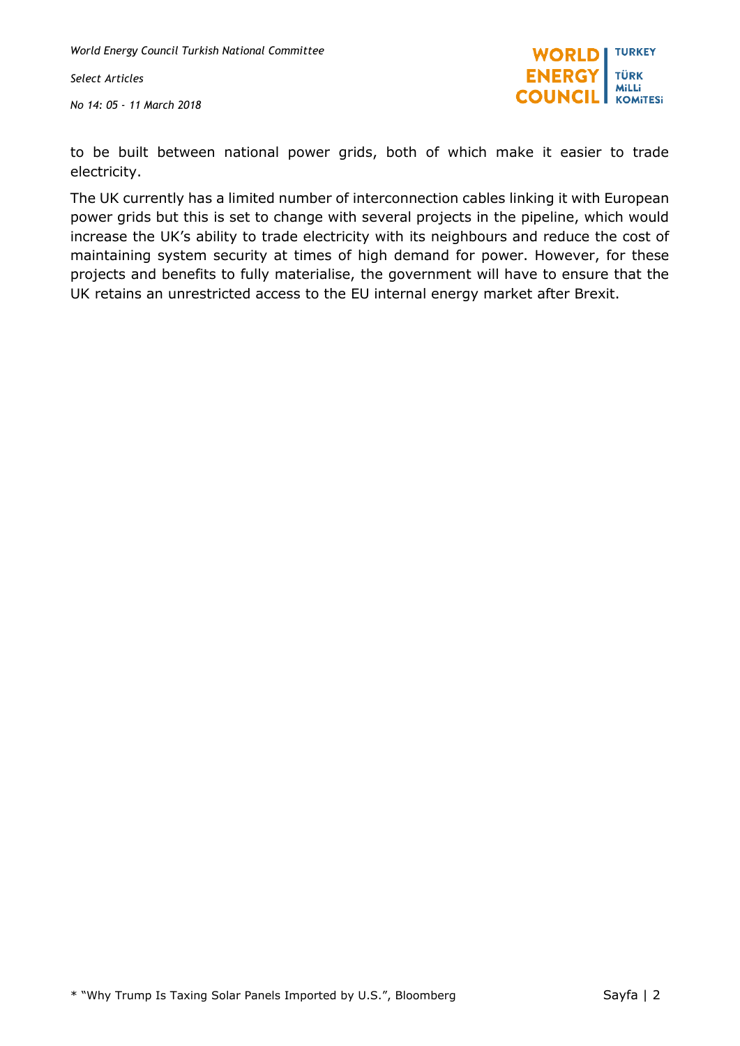to be built between national power grids, both of which make it easier to trade electricity.

The UK currently has a limited number of interconnection cables linking it with European power grids but this is set to change with several projects in the pipeline, which would increase the UK's ability to trade electricity with its neighbours and reduce the cost of maintaining system security at times of high demand for power. However, for these projects and benefits to fully materialise, the government will have to ensure that the UK retains an unrestricted access to the EU internal energy market after Brexit.

* "Why Trump Is Taxing Solar Panels Imported by U.S.", Bloomberg